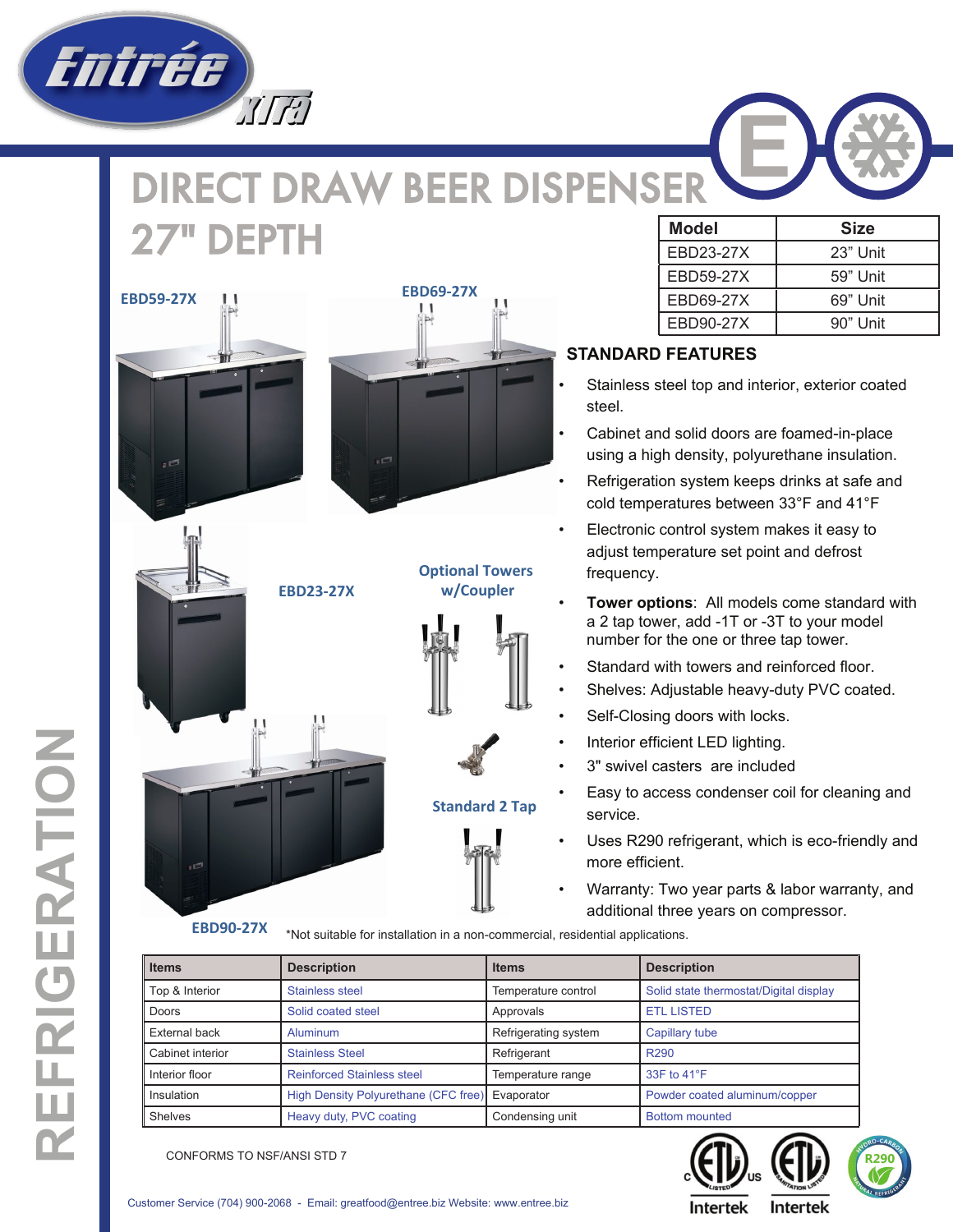# DIRECT DRAW BEER DISPENSER 27" DEPTH

| Model | Size |
|---|---|
| EBD23-27X | 23" Unit |
| EBD59-27X | 59" Unit |
| EBD69-27X | 69" Unit |
| EBD90-27X | 90" Unit |

EBD59-27X

EBD69-27X

EBD23-27X

Optional Towers w/Coupler

Standard 2 Tap

EBD90-27X

## STANDARD FEATURES

- Stainless steel top and interior, exterior coated steel.
- Cabinet and solid doors are foamed-in-place using a high density, polyurethane insulation.
- Refrigeration system keeps drinks at safe and cold temperatures between 33°F and 41°F
- Electronic control system makes it easy to adjust temperature set point and defrost frequency.
- **Tower options**: All models come standard with a 2 tap tower, add -1T or -3T to your model number for the one or three tap tower.
- Standard with towers and reinforced floor.
- Shelves: Adjustable heavy-duty PVC coated.
- Self-Closing doors with locks.
- Interior efficient LED lighting.
- 3" swivel casters are included
- Easy to access condenser coil for cleaning and service.
- Uses R290 refrigerant, which is eco-friendly and more efficient.
- Warranty: Two year parts & labor warranty, and additional three years on compressor.

*Not suitable for installation in a non-commercial, residential applications.

| Items | Description | Items | Description |
|---|---|---|---|
| Top & Interior | Stainless steel | Temperature control | Solid state thermostat/Digital display |
| Doors | Solid coated steel | Approvals | ETL LISTED |
| External back | Aluminum | Refrigerating system | Capillary tube |
| Cabinet interior | Stainless Steel | Refrigerant | R290 |
| Interior floor | Reinforced Stainless steel | Temperature range | 33F to 41°F |
| Insulation | High Density Polyurethane (CFC free) | Evaporator | Powder coated aluminum/copper |
| Shelves | Heavy duty, PVC coating | Condensing unit | Bottom mounted |

CONFORMS TO NSF/ANSI STD 7

Customer Service (704) 900-2068 - Email: greatfood@entree.biz Website: www.entree.biz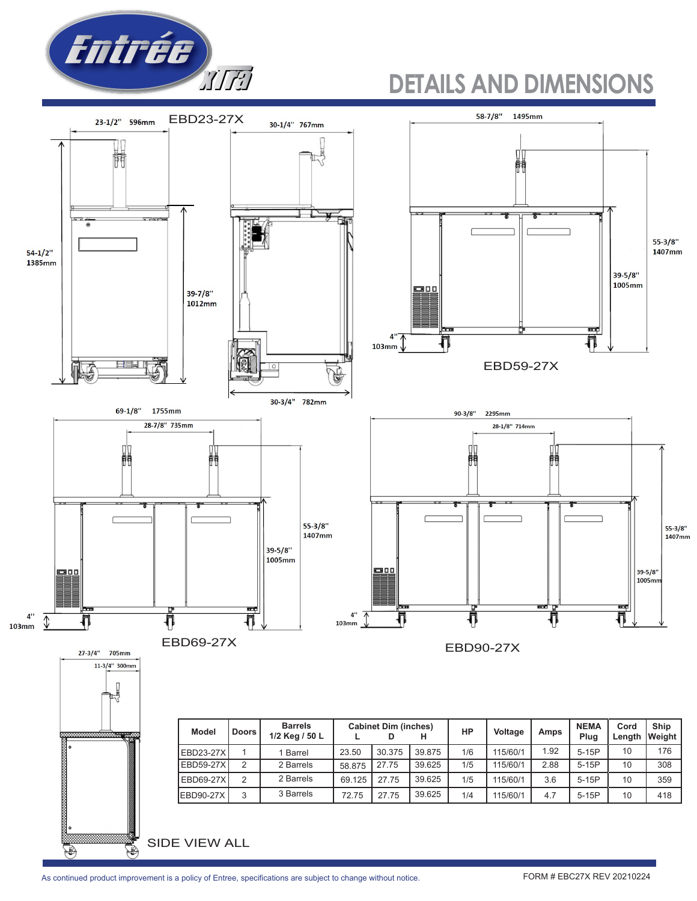# DETAILS AND DIMENSIONS

EBD23-27X

23-1/2" 596mm

30-1/4" 767mm

54-1/2" 1385mm

39-7/8" 1012mm

30-3/4" 782mm

EBD59-27X

58-7/8" 1495mm

55-3/8" 1407mm

39-5/8" 1005mm

4" 103mm

EBD69-27X

69-1/8" 1755mm

28-7/8" 735mm

55-3/8" 1407mm

39-5/8" 1005mm

4" 103mm

EBD90-27X

90-3/8" 2295mm

28-1/8" 714mm

55-3/8" 1407mm

39-5/8" 1005mm

4" 103mm

SIDE VIEW ALL

27-3/4" 705mm

11-3/4" 300mm

| Model | Doors | Barrels 1/2 Keg / 50 L | Cabinet Dim (inches) L | D | H | HP | Voltage | Amps | NEMA Plug | Cord Length | Ship Weight |
|---|---|---|---|---|---|---|---|---|---|---|---|
| EBD23-27X | 1 | 1 Barrel | 23.50 | 30.375 | 39.875 | 1/6 | 115/60/1 | 1.92 | 5-15P | 10 | 176 |
| EBD59-27X | 2 | 2 Barrels | 58.875 | 27.75 | 39.625 | 1/5 | 115/60/1 | 2.88 | 5-15P | 10 | 308 |
| EBD69-27X | 2 | 2 Barrels | 69.125 | 27.75 | 39.625 | 1/5 | 115/60/1 | 3.6 | 5-15P | 10 | 359 |
| EBD90-27X | 3 | 3 Barrels | 72.75 | 27.75 | 39.625 | 1/4 | 115/60/1 | 4.7 | 5-15P | 10 | 418 |

As continued product improvement is a policy of Entree, specifications are subject to change without notice.

FORM # EBC27X REV 20210224